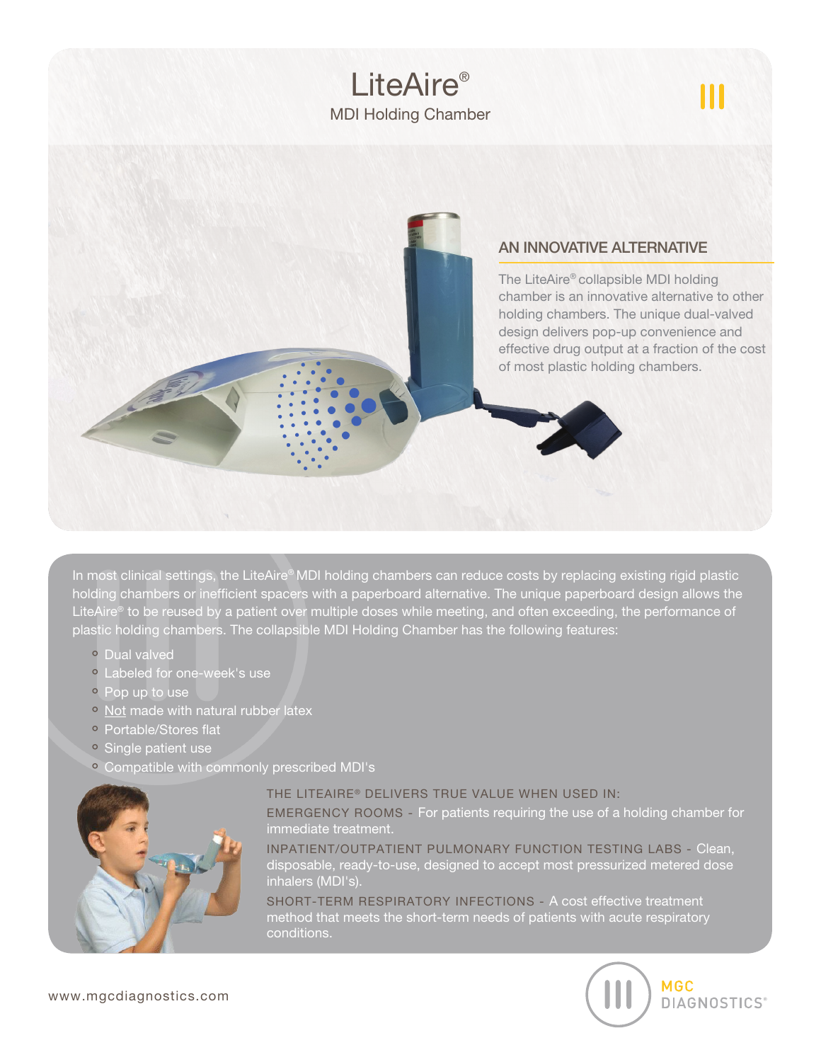# LiteAire®

MDI Holding Chamber

## AN INNOVATIVE ALTERNATIVE

The LiteAire® collapsible MDI holding chamber is an innovative alternative to other holding chambers. The unique dual-valved design delivers pop-up convenience and effective drug output at a fraction of the cost of most plastic holding chambers.

In most clinical settings, the LiteAire® MDI holding chambers can reduce costs by replacing existing rigid plastic holding chambers or inefficient spacers with a paperboard alternative. The unique paperboard design allows the LiteAire® to be reused by a patient over multiple doses while meeting, and often exceeding, the performance of plastic holding chambers. The collapsible MDI Holding Chamber has the following features:

- Dual valved
- Labeled for one-week's use
- Pop up to use
- Not made with natural rubber latex
- Portable/Stores flat
- Single patient use
- Compatible with commonly prescribed MDI's

THE LITEAIRE® DELIVERS TRUE VALUE WHEN USED IN:

EMERGENCY ROOMS - For patients requiring the use of a holding chamber for immediate treatment.

INPATIENT/OUTPATIENT PULMONARY FUNCTION TESTING LABS - Clean, disposable, ready-to-use, designed to accept most pressurized metered dose inhalers (MDI's).

SHORT-TERM RESPIRATORY INFECTIONS - A cost effective treatment method that meets the short-term needs of patients with acute respiratory conditions.

www.mgcdiagnostics.com

MGC DIAGNOSTICS®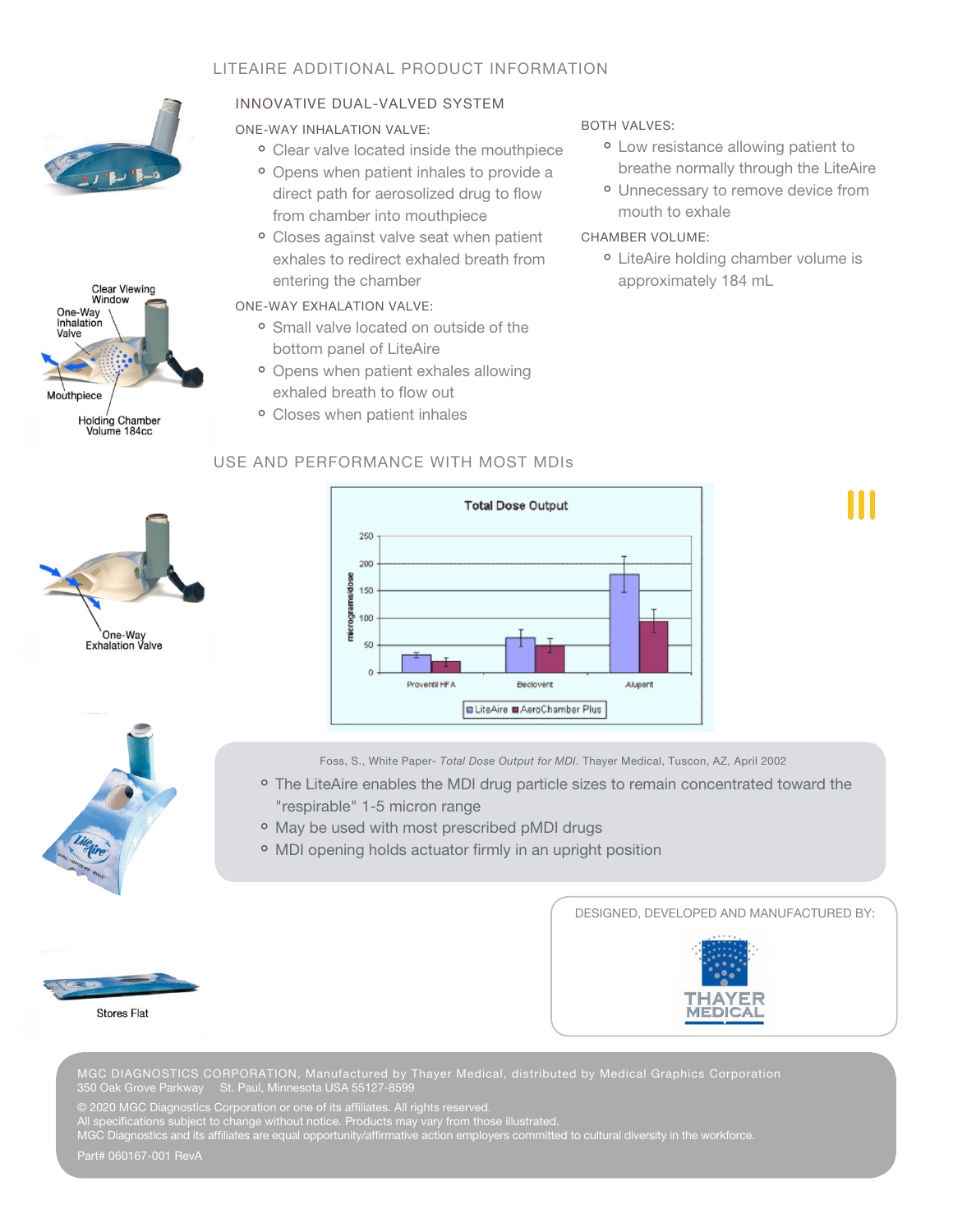# LITEAIRE ADDITIONAL PRODUCT INFORMATION

## INNOVATIVE DUAL-VALVED SYSTEM

### ONE-WAY INHALATION VALVE:

- Clear valve located inside the mouthpiece
- Opens when patient inhales to provide a direct path for aerosolized drug to flow from chamber into mouthpiece
- Closes against valve seat when patient exhales to redirect exhaled breath from entering the chamber

### ONE-WAY EXHALATION VALVE:

- Small valve located on outside of the bottom panel of LiteAire
- Opens when patient exhales allowing exhaled breath to flow out
- Closes when patient inhales

### BOTH VALVES:

- Low resistance allowing patient to breathe normally through the LiteAire
- Unnecessary to remove device from mouth to exhale

### CHAMBER VOLUME:

- LiteAire holding chamber volume is approximately 184 mL

Clear Viewing Window

One-Way Inhalation Valve

Mouthpiece

Holding Chamber Volume 184cc

One-Way Exhalation Valve

Stores Flat

## USE AND PERFORMANCE WITH MOST MDIs

Total Dose Output

micrograms/dose

250
200
150
100
50
0

Proventil HFA
Beclovent
Alupent

LiteAire
AeroChamber Plus

Foss, S., White Paper- *Total Dose Output for MDI*. Thayer Medical, Tuscon, AZ, April 2002

- The LiteAire enables the MDI drug particle sizes to remain concentrated toward the "respirable" 1-5 micron range
- May be used with most prescribed pMDI drugs
- MDI opening holds actuator firmly in an upright position

DESIGNED, DEVELOPED AND MANUFACTURED BY:

THAYER MEDICAL

MGC DIAGNOSTICS CORPORATION, Manufactured by Thayer Medical, distributed by Medical Graphics Corporation
350 Oak Grove Parkway St. Paul, Minnesota USA 55127-8599

© 2020 MGC Diagnostics Corporation or one of its affiliates. All rights reserved.
All specifications subject to change without notice. Products may vary from those illustrated.
MGC Diagnostics and its affiliates are equal opportunity/affirmative action employers committed to cultural diversity in the workforce.

Part# 060167-001 RevA